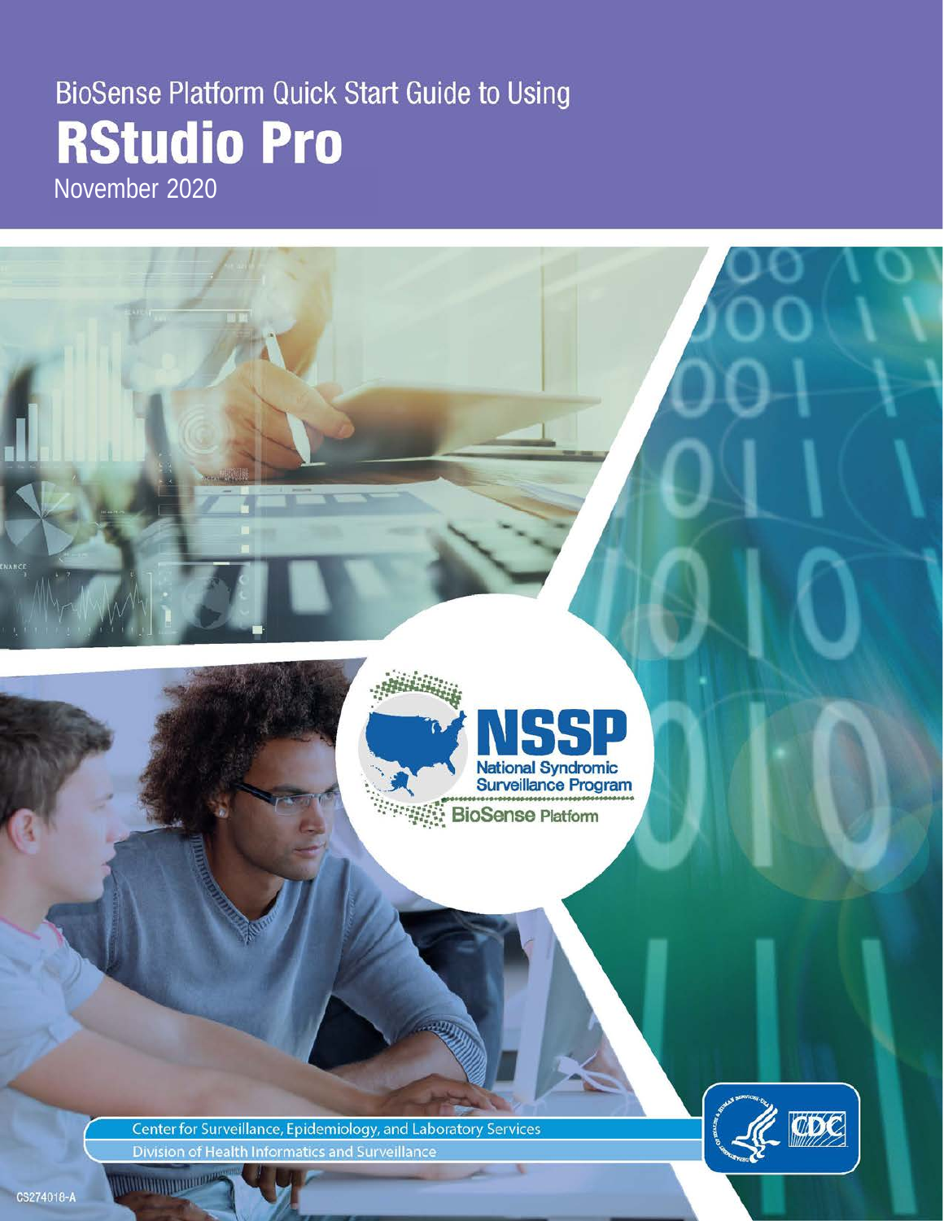BioSense Platform Quick Start Guide to Using

# RStudio Pro

November 2020

NSSP

National Syndromic Surveillance Program

BioSense Platform

Center for Surveillance, Epidemiology, and Laboratory Services

Division of Health Informatics and Surveillance

CS274018-A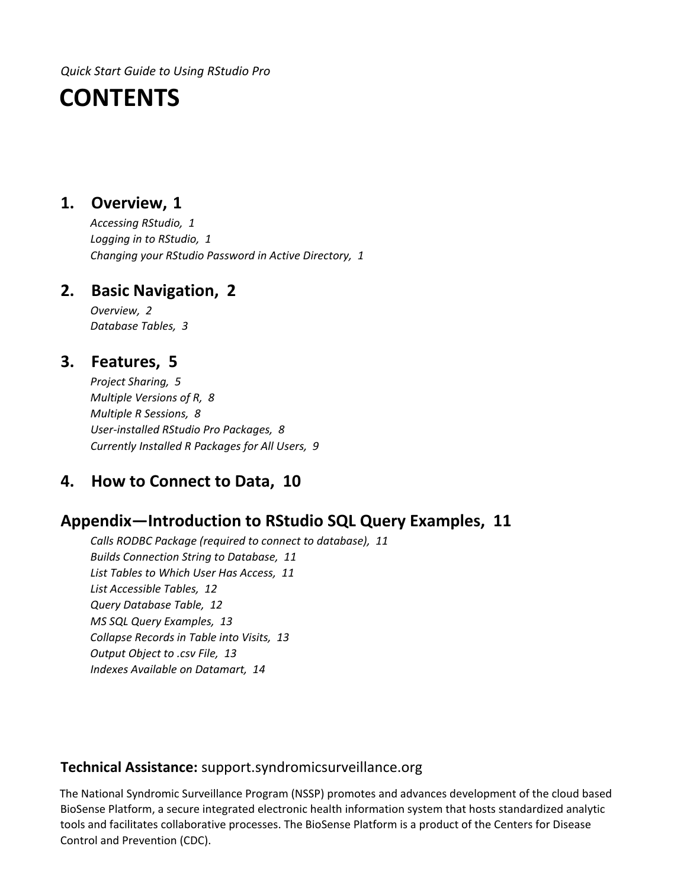*Quick Start Guide to Using RStudio Pro*

# CONTENTS

## 1. Overview, 1

*Accessing RStudio, 1*
*Logging in to RStudio, 1*
*Changing your RStudio Password in Active Directory, 1*

## 2. Basic Navigation, 2

*Overview, 2*
*Database Tables, 3*

## 3. Features, 5

*Project Sharing, 5*
*Multiple Versions of R, 8*
*Multiple R Sessions, 8*
*User-installed RStudio Pro Packages, 8*
*Currently Installed R Packages for All Users, 9*

## 4. How to Connect to Data, 10

## Appendix—Introduction to RStudio SQL Query Examples, 11

*Calls RODBC Package (required to connect to database), 11*
*Builds Connection String to Database, 11*
*List Tables to Which User Has Access, 11*
*List Accessible Tables, 12*
*Query Database Table, 12*
*MS SQL Query Examples, 13*
*Collapse Records in Table into Visits, 13*
*Output Object to .csv File, 13*
*Indexes Available on Datamart, 14*

**Technical Assistance:** support.syndromicsurveillance.org

The National Syndromic Surveillance Program (NSSP) promotes and advances development of the cloud based BioSense Platform, a secure integrated electronic health information system that hosts standardized analytic tools and facilitates collaborative processes. The BioSense Platform is a product of the Centers for Disease Control and Prevention (CDC).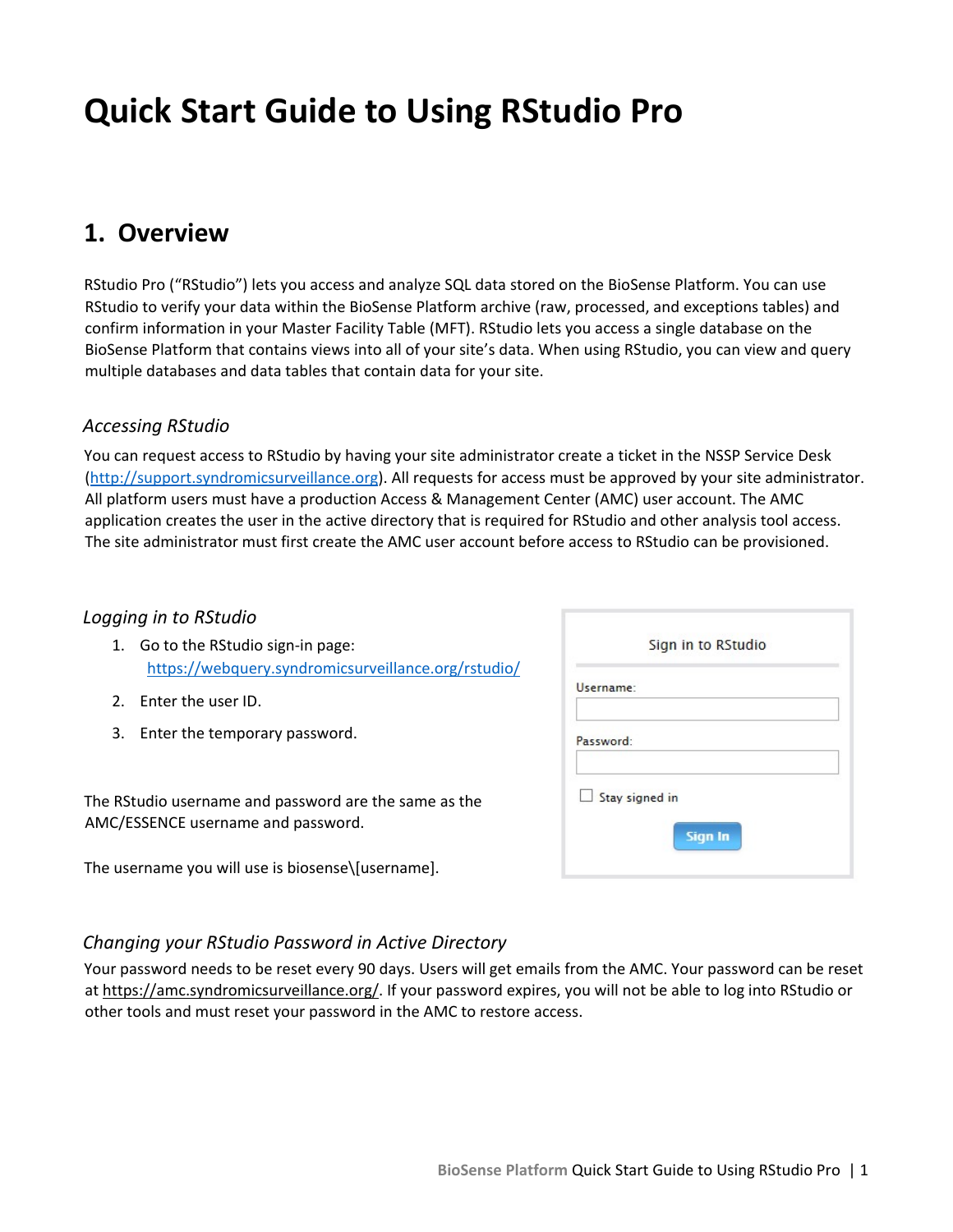# Quick Start Guide to Using RStudio Pro

## 1. Overview

RStudio Pro ("RStudio") lets you access and analyze SQL data stored on the BioSense Platform. You can use RStudio to verify your data within the BioSense Platform archive (raw, processed, and exceptions tables) and confirm information in your Master Facility Table (MFT). RStudio lets you access a single database on the BioSense Platform that contains views into all of your site's data. When using RStudio, you can view and query multiple databases and data tables that contain data for your site.

### *Accessing RStudio*

You can request access to RStudio by having your site administrator create a ticket in the NSSP Service Desk (http://support.syndromicsurveillance.org). All requests for access must be approved by your site administrator. All platform users must have a production Access & Management Center (AMC) user account. The AMC application creates the user in the active directory that is required for RStudio and other analysis tool access. The site administrator must first create the AMC user account before access to RStudio can be provisioned.

### *Logging in to RStudio*

1. Go to the RStudio sign-in page: https://webquery.syndromicsurveillance.org/rstudio/
2. Enter the user ID.
3. Enter the temporary password.

Sign in to RStudio

Username:

Password:

Stay signed in

Sign In

The RStudio username and password are the same as the AMC/ESSENCE username and password.

The username you will use is biosense\[username].

### *Changing your RStudio Password in Active Directory*

Your password needs to be reset every 90 days. Users will get emails from the AMC. Your password can be reset at https://amc.syndromicsurveillance.org/. If your password expires, you will not be able to log into RStudio or other tools and must reset your password in the AMC to restore access.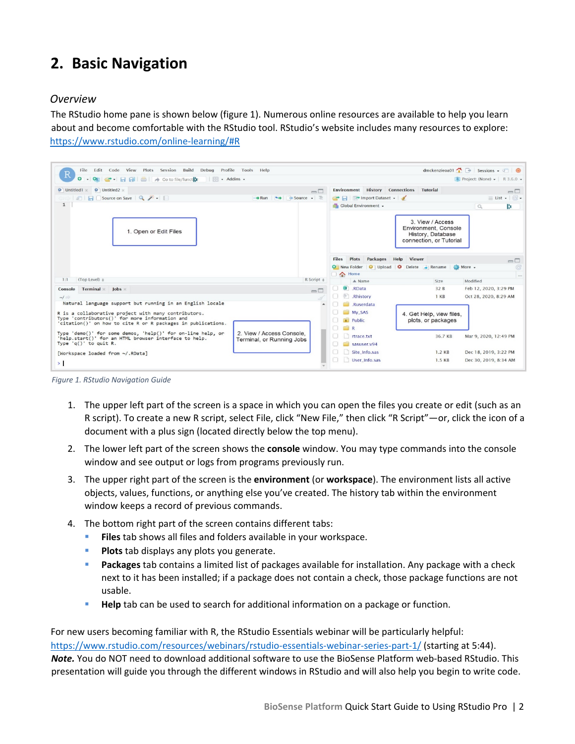# 2. Basic Navigation

## *Overview*

The RStudio home pane is shown below (figure 1). Numerous online resources are available to help you learn about and become comfortable with the RStudio tool. RStudio's website includes many resources to explore: https://www.rstudio.com/online-learning/#R

*Figure 1. RStudio Navigation Guide*

1. The upper left part of the screen is a space in which you can open the files you create or edit (such as an R script). To create a new R script, select File, click "New File," then click "R Script"—or, click the icon of a document with a plus sign (located directly below the top menu).
2. The lower left part of the screen shows the **console** window. You may type commands into the console window and see output or logs from programs previously run.
3. The upper right part of the screen is the **environment** (or **workspace**). The environment lists all active objects, values, functions, or anything else you've created. The history tab within the environment window keeps a record of previous commands.
4. The bottom right part of the screen contains different tabs:
   - **Files** tab shows all files and folders available in your workspace.
   - **Plots** tab displays any plots you generate.
   - **Packages** tab contains a limited list of packages available for installation. Any package with a check next to it has been installed; if a package does not contain a check, those package functions are not usable.
   - **Help** tab can be used to search for additional information on a package or function.

For new users becoming familiar with R, the RStudio Essentials webinar will be particularly helpful: https://www.rstudio.com/resources/webinars/rstudio-essentials-webinar-series-part-1/ (starting at 5:44).
***Note.*** You do NOT need to download additional software to use the BioSense Platform web-based RStudio. This presentation will guide you through the different windows in RStudio and will also help you begin to write code.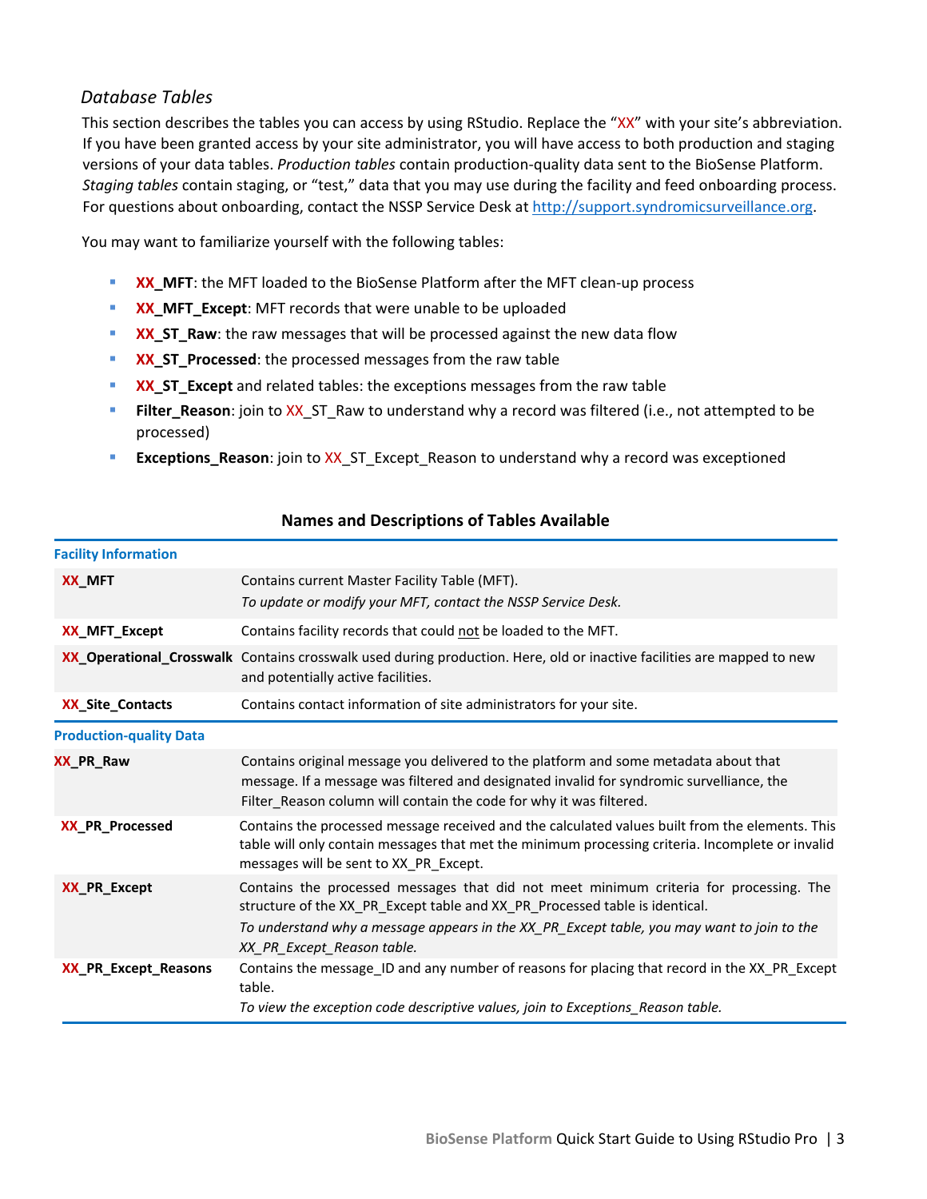### *Database Tables*

This section describes the tables you can access by using RStudio. Replace the "XX" with your site's abbreviation. If you have been granted access by your site administrator, you will have access to both production and staging versions of your data tables. *Production tables* contain production-quality data sent to the BioSense Platform. *Staging tables* contain staging, or "test," data that you may use during the facility and feed onboarding process. For questions about onboarding, contact the NSSP Service Desk at http://support.syndromicsurveillance.org.

You may want to familiarize yourself with the following tables:

- **XX_MFT**: the MFT loaded to the BioSense Platform after the MFT clean-up process
- **XX_MFT_Except**: MFT records that were unable to be uploaded
- **XX_ST_Raw**: the raw messages that will be processed against the new data flow
- **XX_ST_Processed**: the processed messages from the raw table
- **XX_ST_Except** and related tables: the exceptions messages from the raw table
- **Filter_Reason**: join to XX_ST_Raw to understand why a record was filtered (i.e., not attempted to be processed)
- **Exceptions_Reason**: join to XX_ST_Except_Reason to understand why a record was exceptioned

**Names and Descriptions of Tables Available**

| | |
|---|---|
| **Facility Information** | |
| **XX_MFT** | Contains current Master Facility Table (MFT).<br>*To update or modify your MFT, contact the NSSP Service Desk.* |
| **XX_MFT_Except** | Contains facility records that could not be loaded to the MFT. |
| **XX_Operational_Crosswalk** | Contains crosswalk used during production. Here, old or inactive facilities are mapped to new and potentially active facilities. |
| **XX_Site_Contacts** | Contains contact information of site administrators for your site. |
| **Production-quality Data** | |
| **XX_PR_Raw** | Contains original message you delivered to the platform and some metadata about that message. If a message was filtered and designated invalid for syndromic surveillance, the Filter_Reason column will contain the code for why it was filtered. |
| **XX_PR_Processed** | Contains the processed message received and the calculated values built from the elements. This table will only contain messages that met the minimum processing criteria. Incomplete or invalid messages will be sent to XX_PR_Except. |
| **XX_PR_Except** | Contains the processed messages that did not meet minimum criteria for processing. The structure of the XX_PR_Except table and XX_PR_Processed table is identical.<br>*To understand why a message appears in the XX_PR_Except table, you may want to join to the XX_PR_Except_Reason table.* |
| **XX_PR_Except_Reasons** | Contains the message_ID and any number of reasons for placing that record in the XX_PR_Except table.<br>*To view the exception code descriptive values, join to Exceptions_Reason table.* |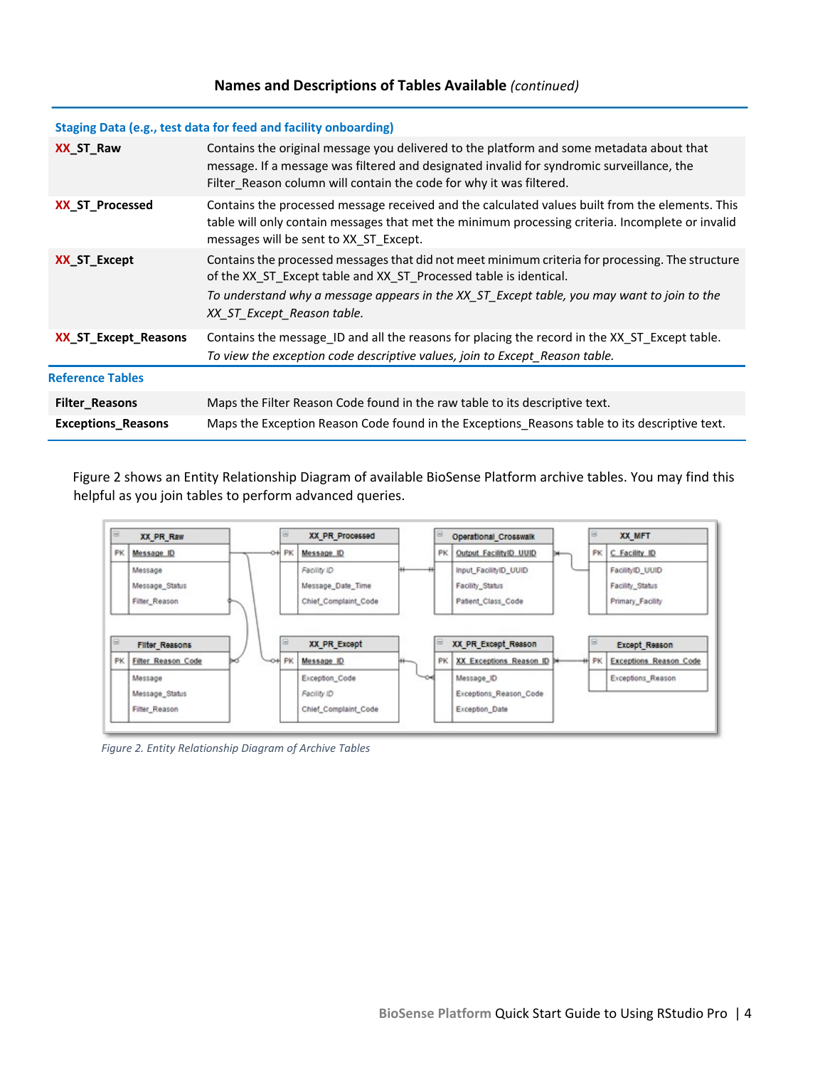## Names and Descriptions of Tables Available *(continued)*

| | |
|---|---|
| **Staging Data (e.g., test data for feed and facility onboarding)** | |
| **XX_ST_Raw** | Contains the original message you delivered to the platform and some metadata about that message. If a message was filtered and designated invalid for syndromic surveillance, the Filter_Reason column will contain the code for why it was filtered. |
| **XX_ST_Processed** | Contains the processed message received and the calculated values built from the elements. This table will only contain messages that met the minimum processing criteria. Incomplete or invalid messages will be sent to XX_ST_Except. |
| **XX_ST_Except** | Contains the processed messages that did not meet minimum criteria for processing. The structure of the XX_ST_Except table and XX_ST_Processed table is identical. *To understand why a message appears in the XX_ST_Except table, you may want to join to the XX_ST_Except_Reason table.* |
| **XX_ST_Except_Reasons** | Contains the message_ID and all the reasons for placing the record in the XX_ST_Except table. *To view the exception code descriptive values, join to Except_Reason table.* |
| **Reference Tables** | |
| **Filter_Reasons** | Maps the Filter Reason Code found in the raw table to its descriptive text. |
| **Exceptions_Reasons** | Maps the Exception Reason Code found in the Exceptions_Reasons table to its descriptive text. |

Figure 2 shows an Entity Relationship Diagram of available BioSense Platform archive tables. You may find this helpful as you join tables to perform advanced queries.

*Figure 2. Entity Relationship Diagram of Archive Tables*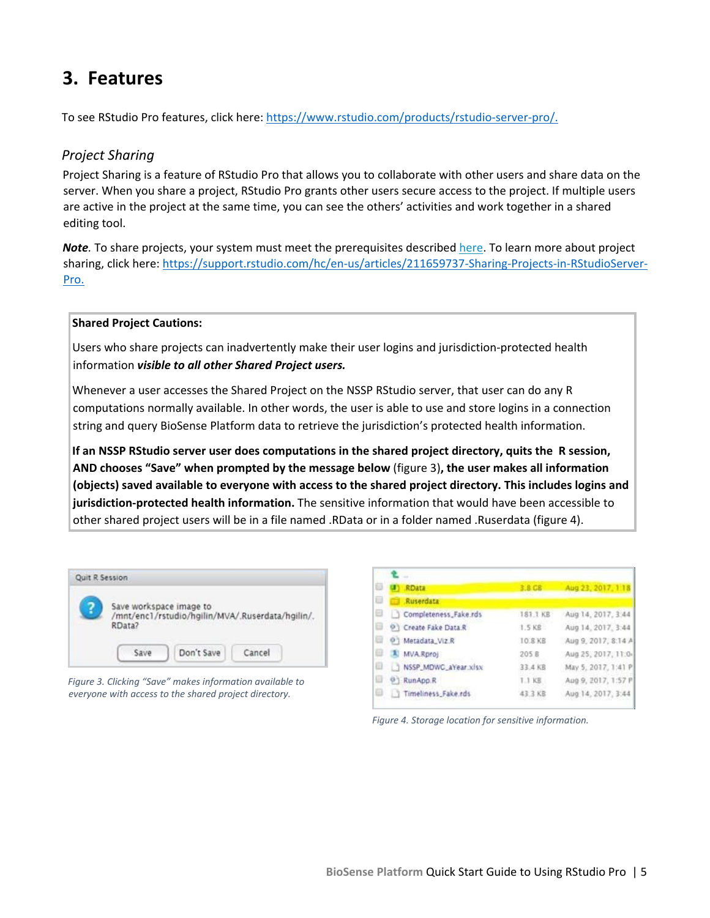## 3. Features

To see RStudio Pro features, click here: [https://www.rstudio.com/products/rstudio-server-pro/.](https://www.rstudio.com/products/rstudio-server-pro/)

### *Project Sharing*

Project Sharing is a feature of RStudio Pro that allows you to collaborate with other users and share data on the server. When you share a project, RStudio Pro grants other users secure access to the project. If multiple users are active in the project at the same time, you can see the others' activities and work together in a shared editing tool.

***Note.*** To share projects, your system must meet the prerequisites described here. To learn more about project sharing, click here: [https://support.rstudio.com/hc/en-us/articles/211659737-Sharing-Projects-in-RStudioServer-Pro.](https://support.rstudio.com/hc/en-us/articles/211659737-Sharing-Projects-in-RStudioServer-Pro)

**Shared Project Cautions:**

Users who share projects can inadvertently make their user logins and jurisdiction-protected health information ***visible to all other Shared Project users.***

Whenever a user accesses the Shared Project on the NSSP RStudio server, that user can do any R computations normally available. In other words, the user is able to use and store logins in a connection string and query BioSense Platform data to retrieve the jurisdiction's protected health information.

**If an NSSP RStudio server user does computations in the shared project directory, quits the R session, AND chooses "Save" when prompted by the message below** (figure 3)**, the user makes all information (objects) saved available to everyone with access to the shared project directory. This includes logins and jurisdiction-protected health information.** The sensitive information that would have been accessible to other shared project users will be in a file named .RData or in a folder named .Ruserdata (figure 4).

*Figure 3. Clicking "Save" makes information available to everyone with access to the shared project directory.*

*Figure 4. Storage location for sensitive information.*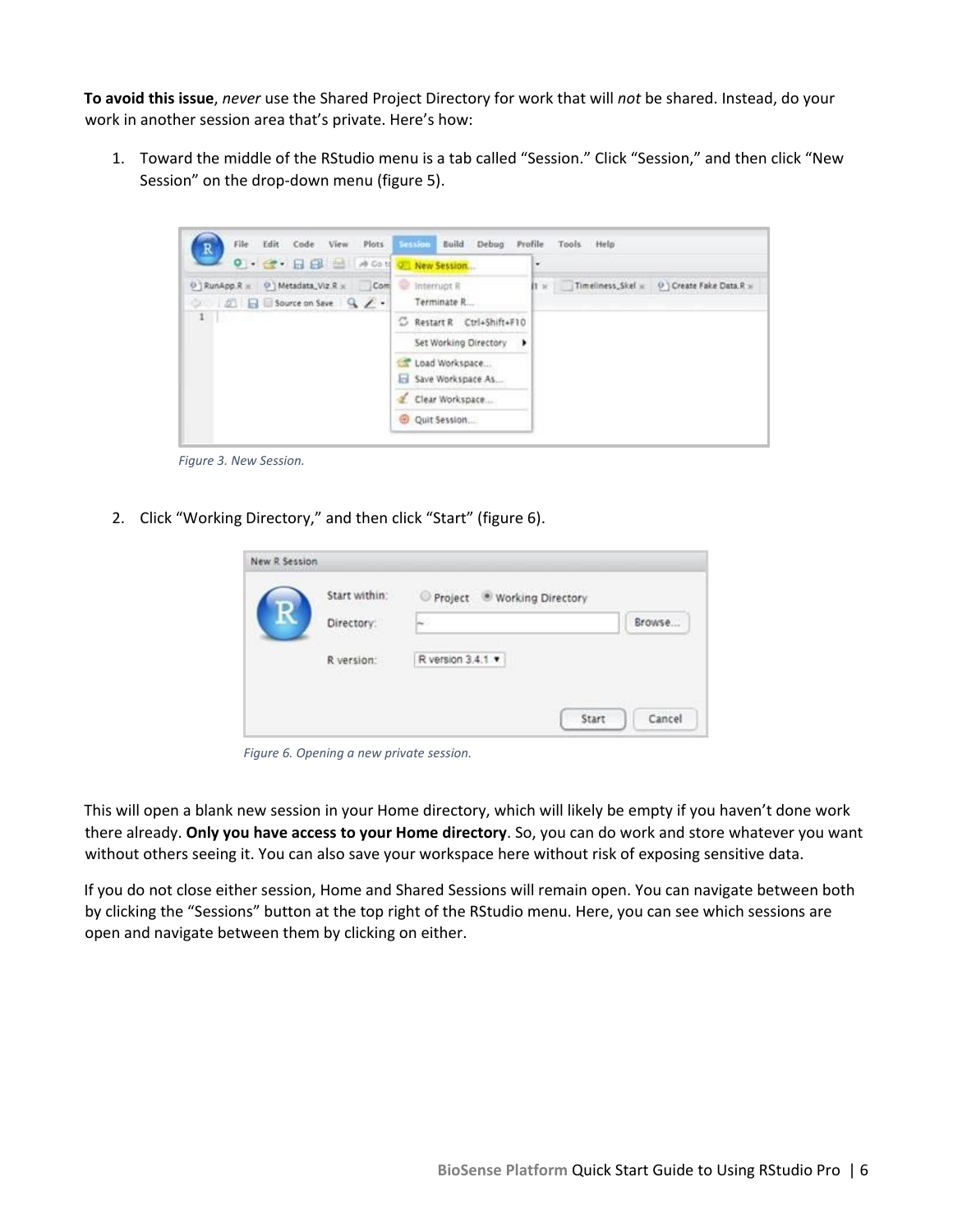**To avoid this issue**, *never* use the Shared Project Directory for work that will *not* be shared. Instead, do your work in another session area that's private. Here's how:

1. Toward the middle of the RStudio menu is a tab called "Session." Click "Session," and then click "New Session" on the drop-down menu (figure 5).

*Figure 3. New Session.*

2. Click "Working Directory," and then click "Start" (figure 6).

*Figure 6. Opening a new private session.*

This will open a blank new session in your Home directory, which will likely be empty if you haven't done work there already. **Only you have access to your Home directory**. So, you can do work and store whatever you want without others seeing it. You can also save your workspace here without risk of exposing sensitive data.

If you do not close either session, Home and Shared Sessions will remain open. You can navigate between both by clicking the "Sessions" button at the top right of the RStudio menu. Here, you can see which sessions are open and navigate between them by clicking on either.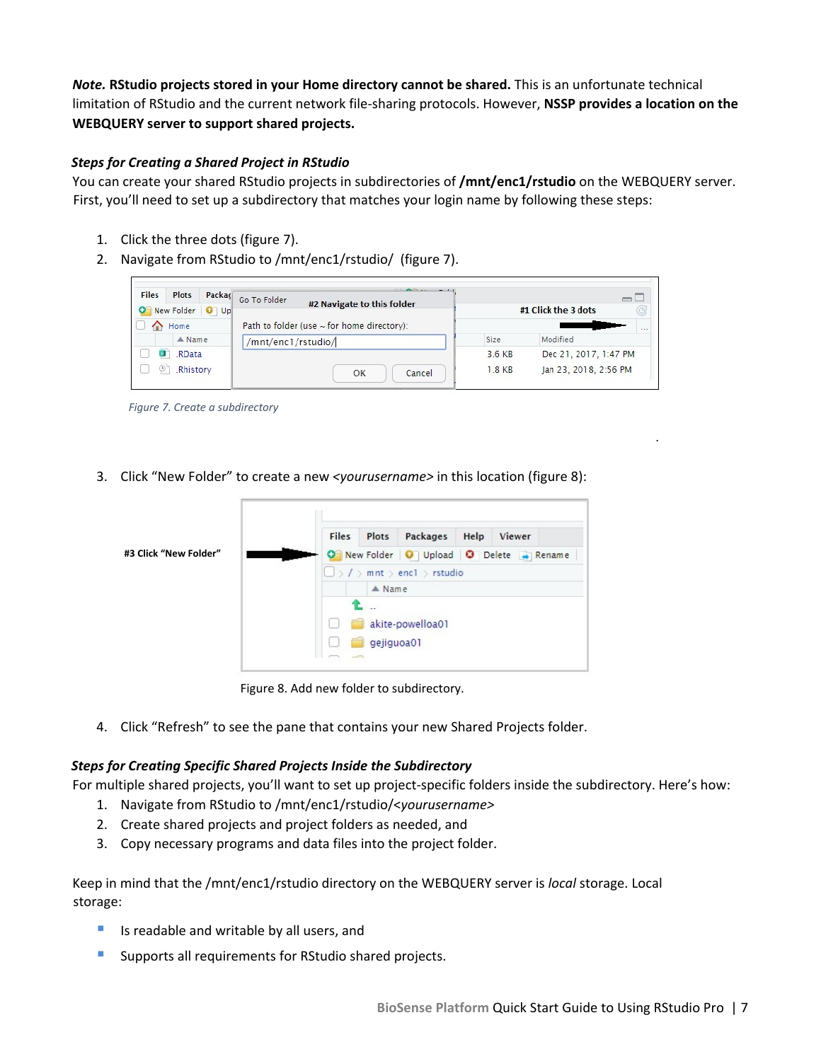***Note.*** **RStudio projects stored in your Home directory cannot be shared.** This is an unfortunate technical limitation of RStudio and the current network file-sharing protocols. However, **NSSP provides a location on the WEBQUERY server to support shared projects.**

### *Steps for Creating a Shared Project in RStudio*

You can create your shared RStudio projects in subdirectories of **/mnt/enc1/rstudio** on the WEBQUERY server. First, you'll need to set up a subdirectory that matches your login name by following these steps:

1. Click the three dots (figure 7).
2. Navigate from RStudio to /mnt/enc1/rstudio/ (figure 7).

*Figure 7. Create a subdirectory*

3. Click "New Folder" to create a new *<yourusername>* in this location (figure 8):

Figure 8. Add new folder to subdirectory.

4. Click "Refresh" to see the pane that contains your new Shared Projects folder.

### *Steps for Creating Specific Shared Projects Inside the Subdirectory*

For multiple shared projects, you'll want to set up project-specific folders inside the subdirectory. Here's how:

1. Navigate from RStudio to /mnt/enc1/rstudio/*<yourusername>*
2. Create shared projects and project folders as needed, and
3. Copy necessary programs and data files into the project folder.

Keep in mind that the /mnt/enc1/rstudio directory on the WEBQUERY server is *local* storage. Local storage:

- Is readable and writable by all users, and
- Supports all requirements for RStudio shared projects.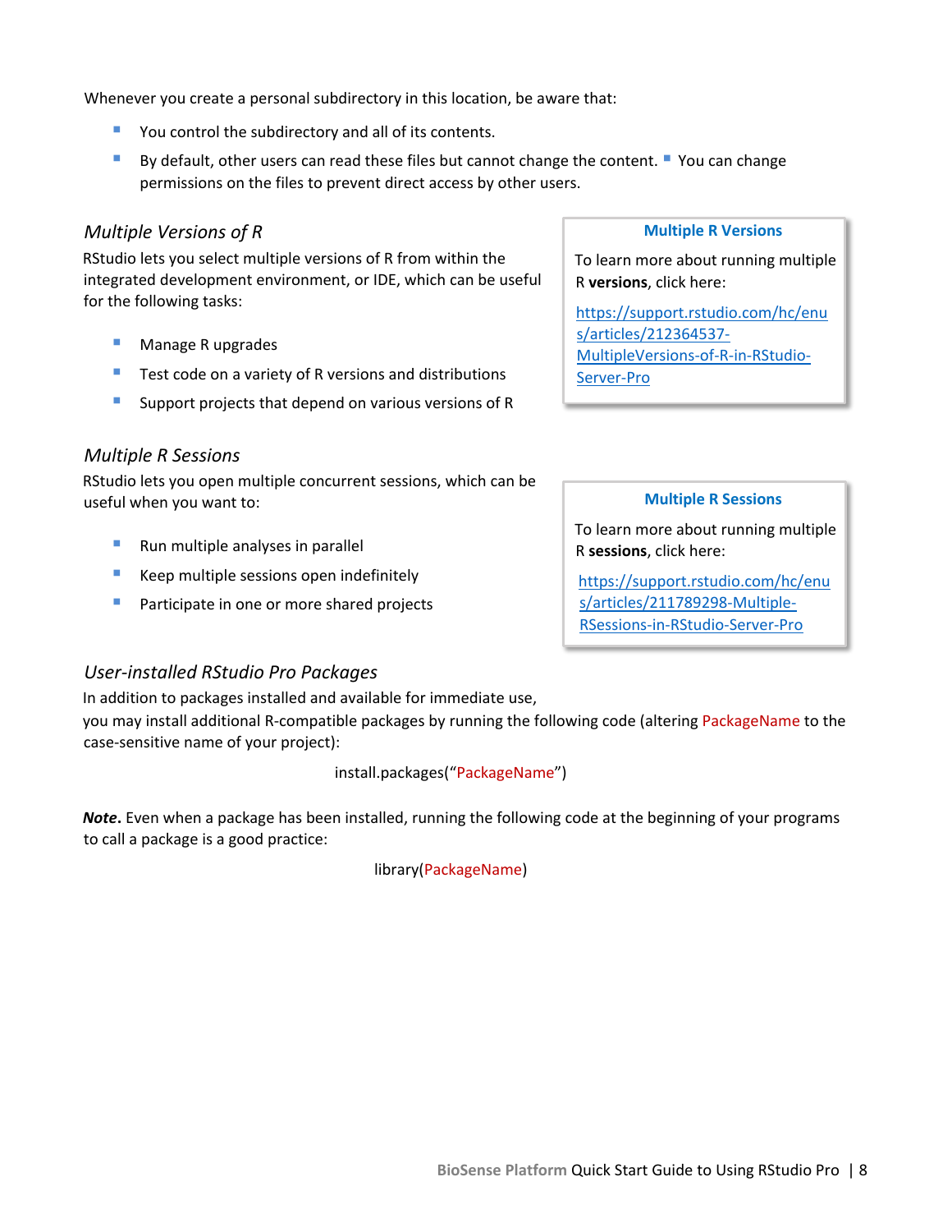Whenever you create a personal subdirectory in this location, be aware that:

- You control the subdirectory and all of its contents.
- By default, other users can read these files but cannot change the content.
- You can change permissions on the files to prevent direct access by other users.

### *Multiple Versions of R*

RStudio lets you select multiple versions of R from within the integrated development environment, or IDE, which can be useful for the following tasks:

- Manage R upgrades
- Test code on a variety of R versions and distributions
- Support projects that depend on various versions of R

> **Multiple R Versions**
>
> To learn more about running multiple R **versions**, click here:
>
> https://support.rstudio.com/hc/en-us/articles/212364537-MultipleVersions-of-R-in-RStudio-Server-Pro

### *Multiple R Sessions*

RStudio lets you open multiple concurrent sessions, which can be useful when you want to:

- Run multiple analyses in parallel
- Keep multiple sessions open indefinitely
- Participate in one or more shared projects

> **Multiple R Sessions**
>
> To learn more about running multiple R **sessions**, click here:
>
> https://support.rstudio.com/hc/en-us/articles/211789298-Multiple-RSessions-in-RStudio-Server-Pro

### *User-installed RStudio Pro Packages*

In addition to packages installed and available for immediate use,
you may install additional R-compatible packages by running the following code (altering PackageName to the case-sensitive name of your project):

```
install.packages(“PackageName”)
```

***Note*.** Even when a package has been installed, running the following code at the beginning of your programs to call a package is a good practice:

```
library(PackageName)
```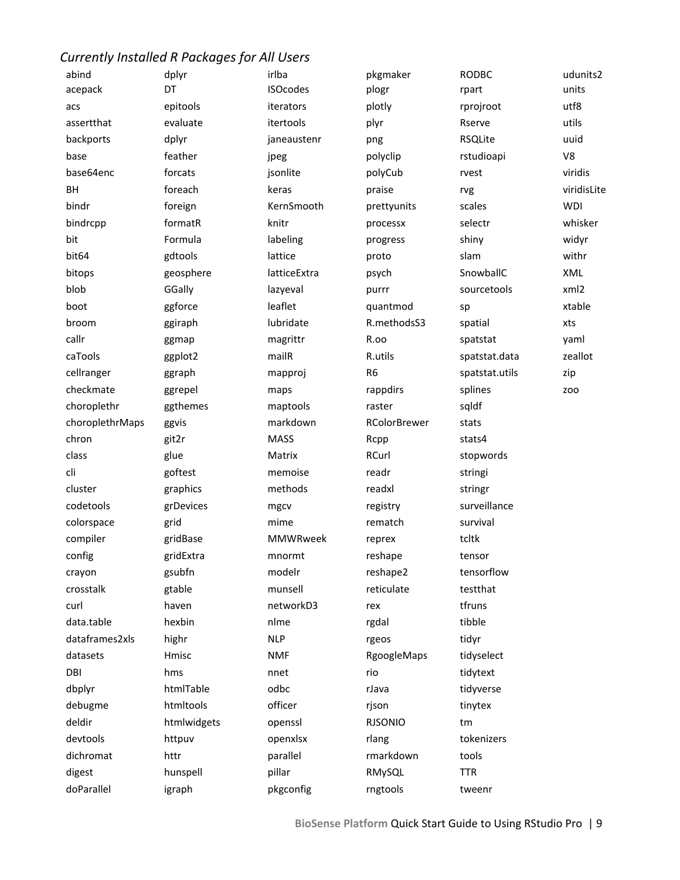*Currently Installed R Packages for All Users*

abind
acepack
acs
assertthat
backports
base
base64enc
BH
bindr
bindrcpp
bit
bit64
bitops
blob
boot
broom
callr
caTools
cellranger
checkmate
choroplethr
choroplethrMaps
chron
class
cli
cluster
codetools
colorspace
compiler
config
crayon
crosstalk
curl
data.table
dataframes2xls
datasets
DBI
dbplyr
debugme
deldir
devtools
dichromat
digest
doParallel
dplyr
DT
epitools
evaluate
dplyr
feather
forcats
foreach
foreign
formatR
Formula
gdtools
geosphere
GGally
ggforce
ggiraph
ggmap
ggplot2
ggraph
ggrepel
ggthemes
ggvis
git2r
glue
goftest
graphics
grDevices
grid
gridBase
gridExtra
gsubfn
gtable
haven
hexbin
highr
Hmisc
hms
htmlTable
htmltools
htmlwidgets
httpuv
httr
hunspell
igraph
irlba
ISOcodes
iterators
itertools
janeaustenr
jpeg
jsonlite
keras
KernSmooth
knitr
labeling
lattice
latticeExtra
lazyeval
leaflet
lubridate
magrittr
mailR
mapproj
maps
maptools
markdown
MASS
Matrix
memoise
methods
mgcv
mime
MMWRweek
mnormt
modelr
munsell
networkD3
nlme
NLP
NMF
nnet
odbc
officer
openssl
openxlsx
parallel
pillar
pkgconfig
pkgmaker
plogr
plotly
plyr
png
polyclip
polyCub
praise
prettyunits
processx
progress
proto
psych
purrr
quantmod
R.methodsS3
R.oo
R.utils
R6
rappdirs
raster
RColorBrewer
Rcpp
RCurl
readr
readxl
registry
rematch
reprex
reshape
reshape2
reticulate
rex
rgdal
rgeos
RgoogleMaps
rio
rJava
rjson
RJSONIO
rlang
rmarkdown
RMySQL
rngtools
RODBC
rpart
rprojroot
Rserve
RSQLite
rstudioapi
rvest
rvg
scales
selectr
shiny
slam
SnowballC
sourcetools
sp
spatial
spatstat
spatstat.data
spatstat.utils
splines
sqldf
stats
stats4
stopwords
stringi
stringr
surveillance
survival
tcltk
tensor
tensorflow
testthat
tfruns
tibble
tidyr
tidyselect
tidytext
tidyverse
tinytex
tm
tokenizers
tools
TTR
tweenr
udunits2
units
utf8
utils
uuid
V8
viridis
viridisLite
WDI
whisker
widyr
withr
XML
xml2
xtable
xts
yaml
zeallot
zip
zoo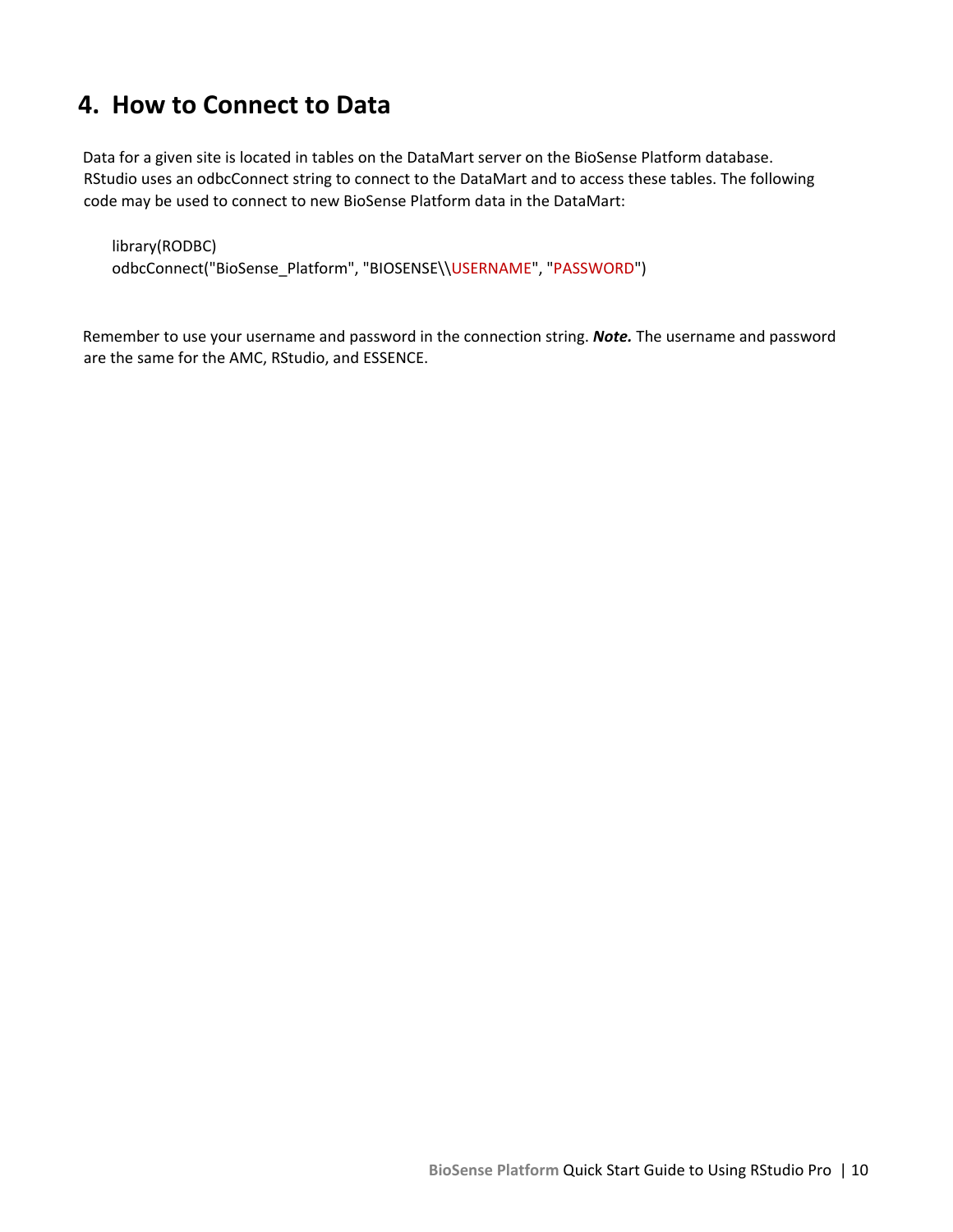# 4. How to Connect to Data

Data for a given site is located in tables on the DataMart server on the BioSense Platform database. RStudio uses an odbcConnect string to connect to the DataMart and to access these tables. The following code may be used to connect to new BioSense Platform data in the DataMart:

```
library(RODBC)
odbcConnect("BioSense_Platform", "BIOSENSE\\USERNAME", "PASSWORD")
```

Remember to use your username and password in the connection string. ***Note.*** The username and password are the same for the AMC, RStudio, and ESSENCE.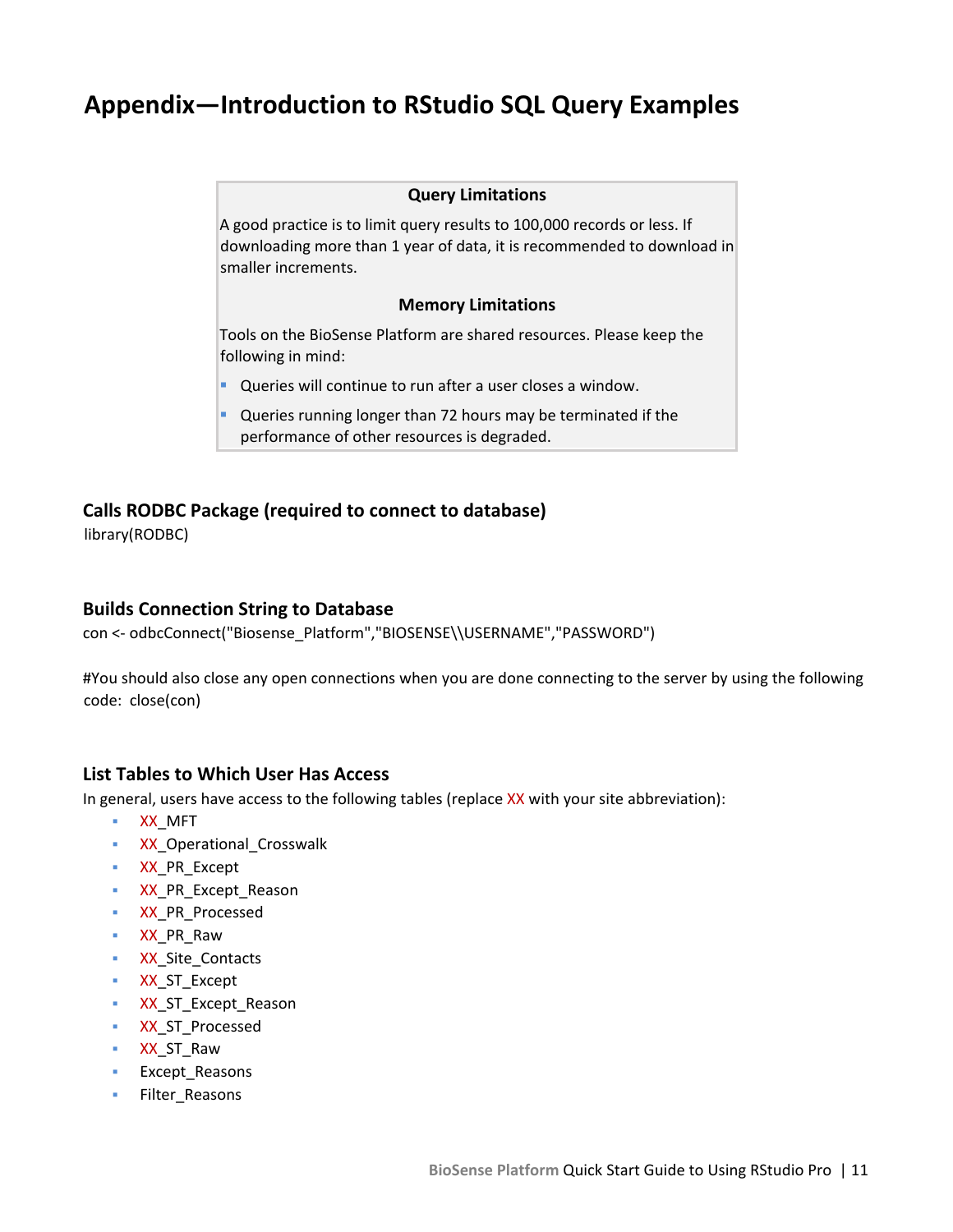# Appendix—Introduction to RStudio SQL Query Examples

> **Query Limitations**
>
> A good practice is to limit query results to 100,000 records or less. If downloading more than 1 year of data, it is recommended to download in smaller increments.
>
> **Memory Limitations**
>
> Tools on the BioSense Platform are shared resources. Please keep the following in mind:
>
> - Queries will continue to run after a user closes a window.
> - Queries running longer than 72 hours may be terminated if the performance of other resources is degraded.

### Calls RODBC Package (required to connect to database)

```
library(RODBC)
```

### Builds Connection String to Database

```
con <- odbcConnect("Biosense_Platform","BIOSENSE\\USERNAME","PASSWORD")
```

#You should also close any open connections when you are done connecting to the server by using the following code: close(con)

### List Tables to Which User Has Access

In general, users have access to the following tables (replace XX with your site abbreviation):

- XX_MFT
- XX_Operational_Crosswalk
- XX_PR_Except
- XX_PR_Except_Reason
- XX_PR_Processed
- XX_PR_Raw
- XX_Site_Contacts
- XX_ST_Except
- XX_ST_Except_Reason
- XX_ST_Processed
- XX_ST_Raw
- Except_Reasons
- Filter_Reasons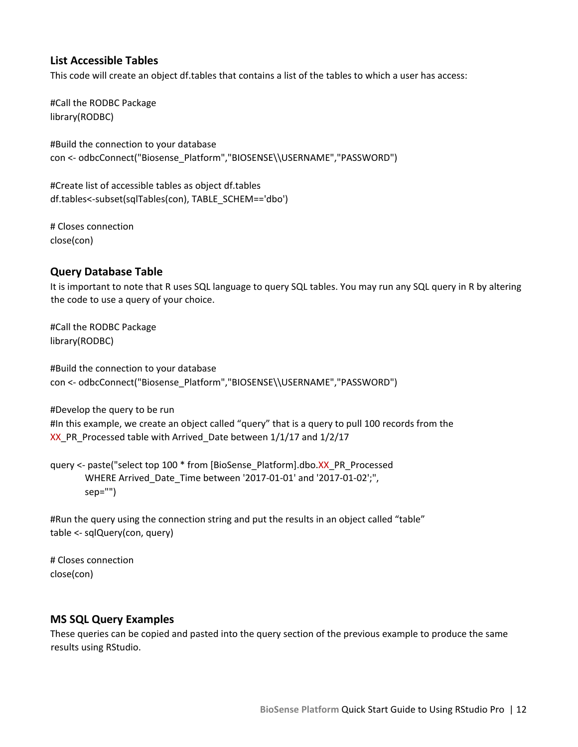### List Accessible Tables

This code will create an object df.tables that contains a list of the tables to which a user has access:

```
#Call the RODBC Package
library(RODBC)

#Build the connection to your database
con <- odbcConnect("Biosense_Platform","BIOSENSE\\USERNAME","PASSWORD")

#Create list of accessible tables as object df.tables
df.tables<-subset(sqlTables(con), TABLE_SCHEM=='dbo')

# Closes connection
close(con)
```

### Query Database Table

It is important to note that R uses SQL language to query SQL tables. You may run any SQL query in R by altering the code to use a query of your choice.

```
#Call the RODBC Package
library(RODBC)

#Build the connection to your database
con <- odbcConnect("Biosense_Platform","BIOSENSE\\USERNAME","PASSWORD")

#Develop the query to be run
#In this example, we create an object called "query" that is a query to pull 100 records from the
XX_PR_Processed table with Arrived_Date between 1/1/17 and 1/2/17

query <- paste("select top 100 * from [BioSense_Platform].dbo.XX_PR_Processed
        WHERE Arrived_Date_Time between '2017-01-01' and '2017-01-02';",
        sep="")

#Run the query using the connection string and put the results in an object called "table"
table <- sqlQuery(con, query)

# Closes connection
close(con)
```

### MS SQL Query Examples

These queries can be copied and pasted into the query section of the previous example to produce the same results using RStudio.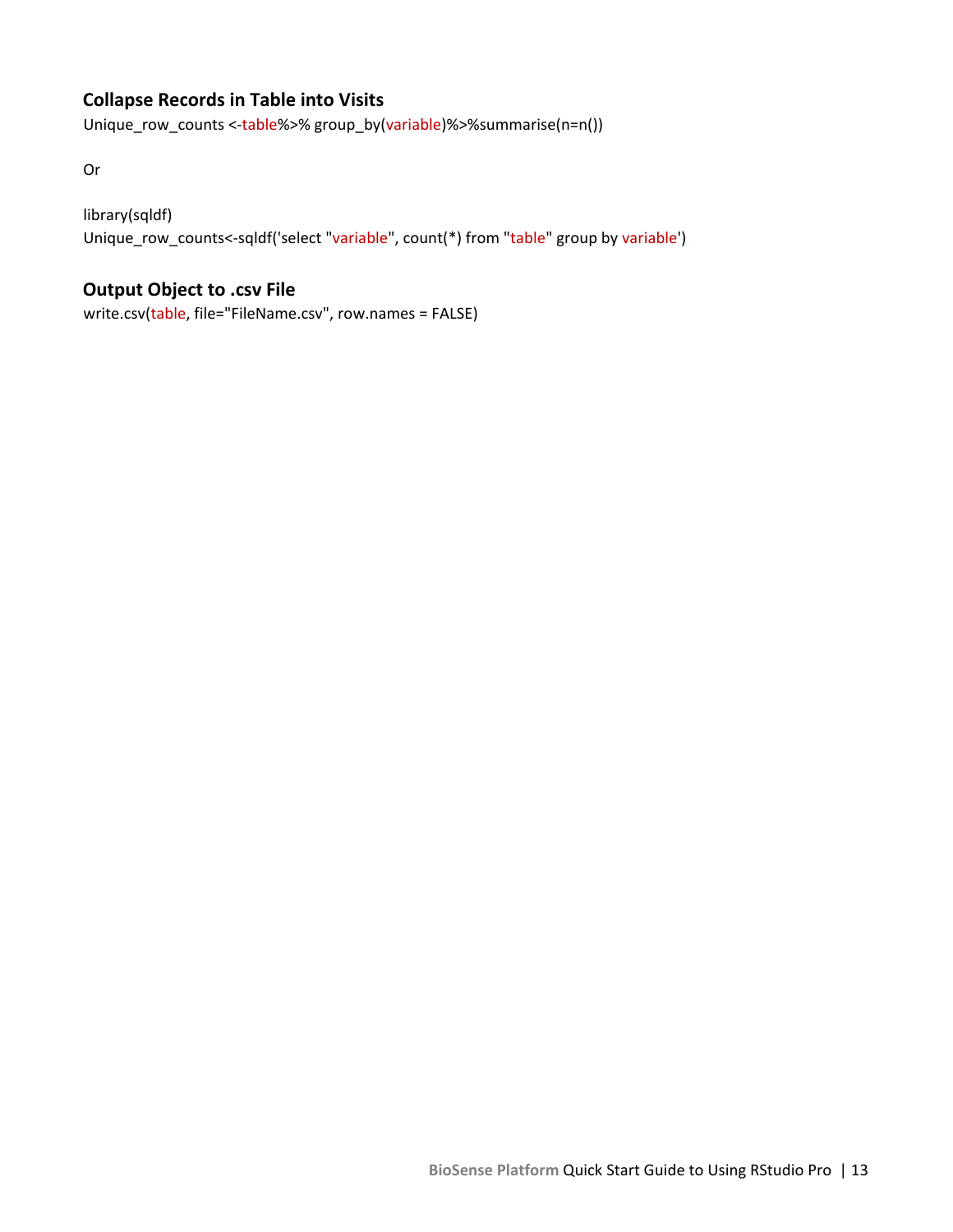### Collapse Records in Table into Visits

```
Unique_row_counts <-table%>% group_by(variable)%>%summarise(n=n())
```

Or

```
library(sqldf)
Unique_row_counts<-sqldf('select "variable", count(*) from "table" group by variable')
```

### Output Object to .csv File

```
write.csv(table, file="FileName.csv", row.names = FALSE)
```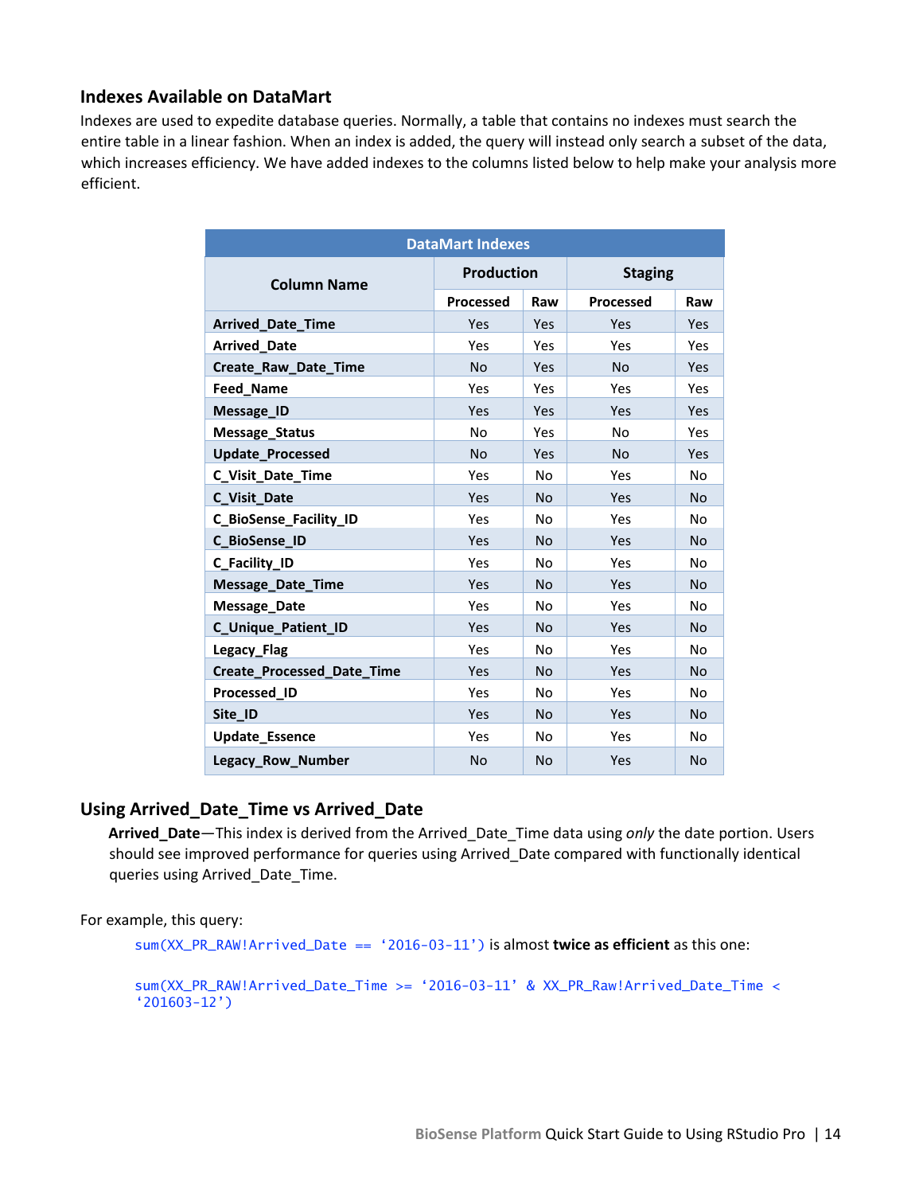### Indexes Available on DataMart

Indexes are used to expedite database queries. Normally, a table that contains no indexes must search the entire table in a linear fashion. When an index is added, the query will instead only search a subset of the data, which increases efficiency. We have added indexes to the columns listed below to help make your analysis more efficient.

| DataMart Indexes | | | | |
|---|---|---|---|---|
| Column Name | Production | | Staging | |
| | Processed | Raw | Processed | Raw |
| **Arrived_Date_Time** | Yes | Yes | Yes | Yes |
| **Arrived_Date** | Yes | Yes | Yes | Yes |
| **Create_Raw_Date_Time** | No | Yes | No | Yes |
| **Feed_Name** | Yes | Yes | Yes | Yes |
| **Message_ID** | Yes | Yes | Yes | Yes |
| **Message_Status** | No | Yes | No | Yes |
| **Update_Processed** | No | Yes | No | Yes |
| **C_Visit_Date_Time** | Yes | No | Yes | No |
| **C_Visit_Date** | Yes | No | Yes | No |
| **C_BioSense_Facility_ID** | Yes | No | Yes | No |
| **C_BioSense_ID** | Yes | No | Yes | No |
| **C_Facility_ID** | Yes | No | Yes | No |
| **Message_Date_Time** | Yes | No | Yes | No |
| **Message_Date** | Yes | No | Yes | No |
| **C_Unique_Patient_ID** | Yes | No | Yes | No |
| **Legacy_Flag** | Yes | No | Yes | No |
| **Create_Processed_Date_Time** | Yes | No | Yes | No |
| **Processed_ID** | Yes | No | Yes | No |
| **Site_ID** | Yes | No | Yes | No |
| **Update_Essence** | Yes | No | Yes | No |
| **Legacy_Row_Number** | No | No | Yes | No |

## Using Arrived_Date_Time vs Arrived_Date

**Arrived_Date**—This index is derived from the Arrived_Date_Time data using *only* the date portion. Users should see improved performance for queries using Arrived_Date compared with functionally identical queries using Arrived_Date_Time.

For example, this query:

`sum(XX_PR_RAW!Arrived_Date == ‘2016-03-11’)` is almost **twice as efficient** as this one:

```
sum(XX_PR_RAW!Arrived_Date_Time >= ‘2016-03-11’ & XX_PR_Raw!Arrived_Date_Time <
‘201603-12’)
```